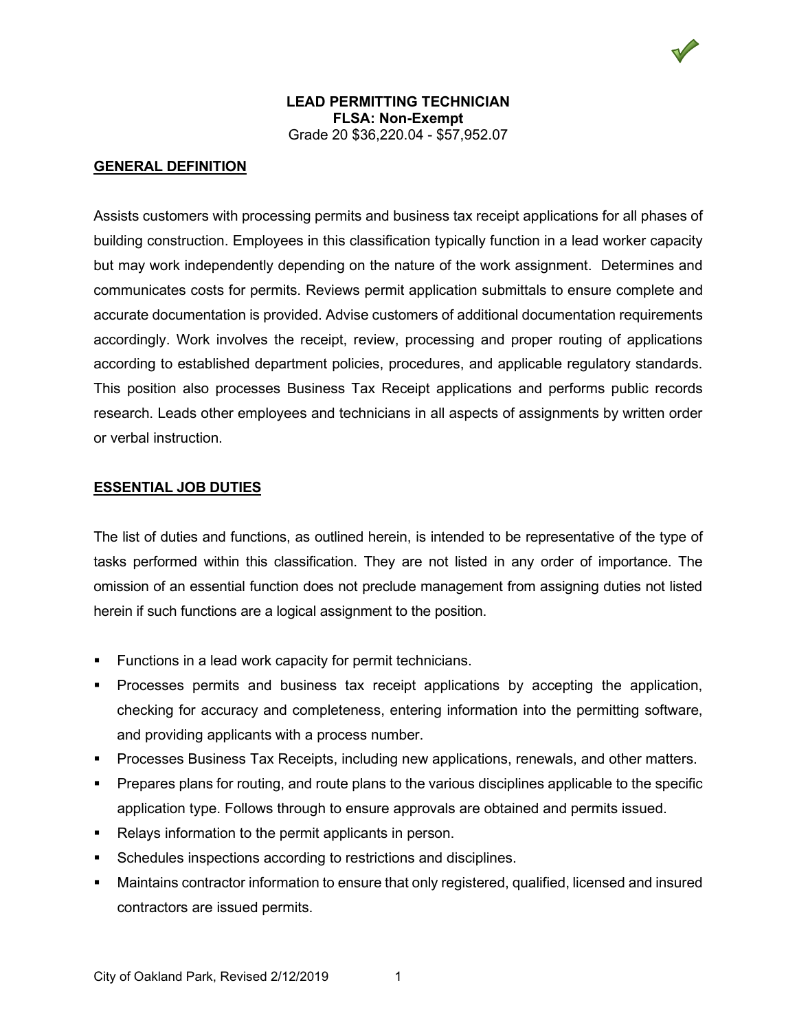# LEAD PERMITTING TECHNICIAN

**FLSA: Non-Exempt**

Grade 20 $36,220.04 - $57,952.07

## GENERAL DEFINITION

Assists customers with processing permits and business tax receipt applications for all phases of building construction. Employees in this classification typically function in a lead worker capacity but may work independently depending on the nature of the work assignment. Determines and communicates costs for permits. Reviews permit application submittals to ensure complete and accurate documentation is provided. Advise customers of additional documentation requirements accordingly. Work involves the receipt, review, processing and proper routing of applications according to established department policies, procedures, and applicable regulatory standards. This position also processes Business Tax Receipt applications and performs public records research. Leads other employees and technicians in all aspects of assignments by written order or verbal instruction.

## ESSENTIAL JOB DUTIES

The list of duties and functions, as outlined herein, is intended to be representative of the type of tasks performed within this classification. They are not listed in any order of importance. The omission of an essential function does not preclude management from assigning duties not listed herein if such functions are a logical assignment to the position.

- Functions in a lead work capacity for permit technicians.
- Processes permits and business tax receipt applications by accepting the application, checking for accuracy and completeness, entering information into the permitting software, and providing applicants with a process number.
- Processes Business Tax Receipts, including new applications, renewals, and other matters.
- Prepares plans for routing, and route plans to the various disciplines applicable to the specific application type. Follows through to ensure approvals are obtained and permits issued.
- Relays information to the permit applicants in person.
- Schedules inspections according to restrictions and disciplines.
- Maintains contractor information to ensure that only registered, qualified, licensed and insured contractors are issued permits.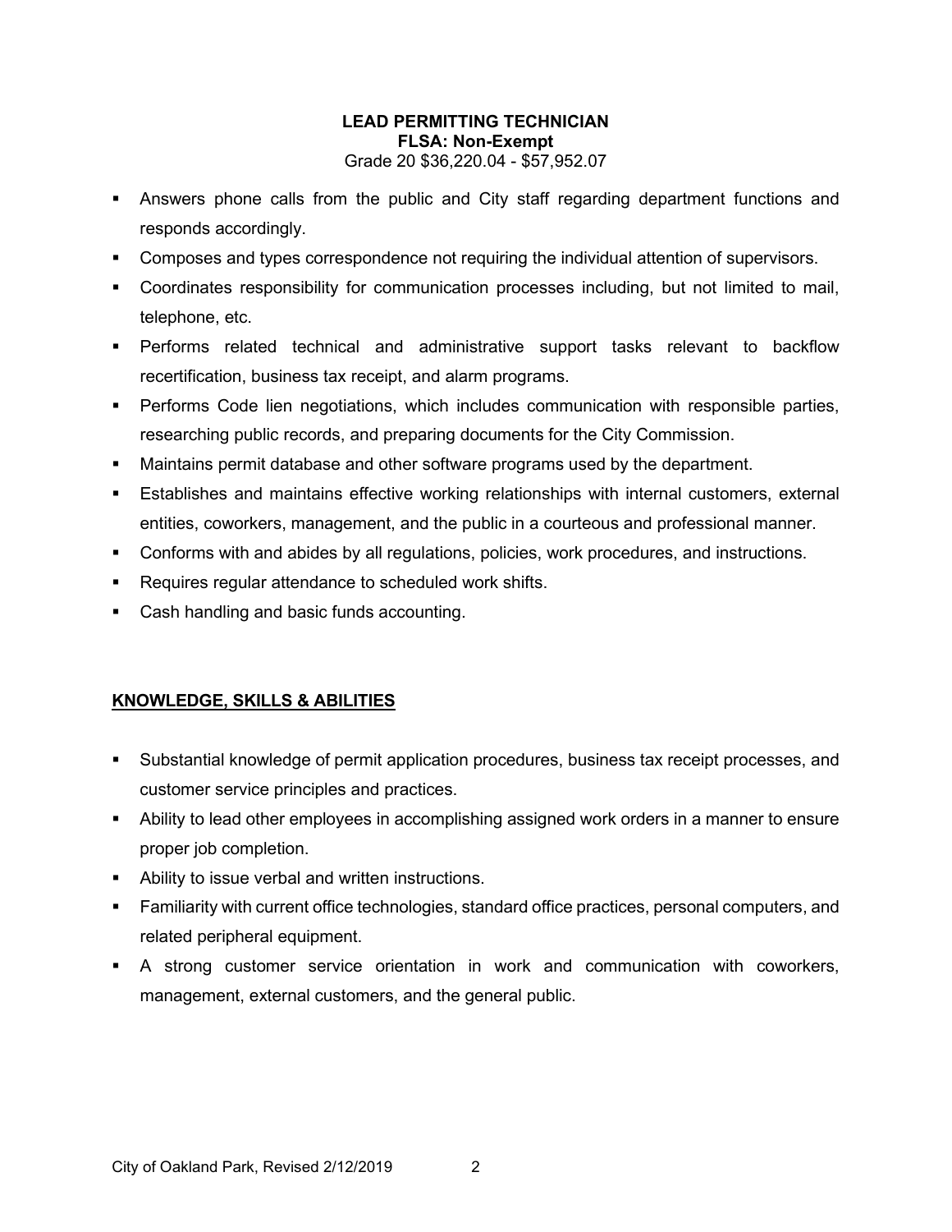**LEAD PERMITTING TECHNICIAN**
**FLSA: Non-Exempt**
Grade 20 $36,220.04 - $57,952.07

- Answers phone calls from the public and City staff regarding department functions and responds accordingly.
- Composes and types correspondence not requiring the individual attention of supervisors.
- Coordinates responsibility for communication processes including, but not limited to mail, telephone, etc.
- Performs related technical and administrative support tasks relevant to backflow recertification, business tax receipt, and alarm programs.
- Performs Code lien negotiations, which includes communication with responsible parties, researching public records, and preparing documents for the City Commission.
- Maintains permit database and other software programs used by the department.
- Establishes and maintains effective working relationships with internal customers, external entities, coworkers, management, and the public in a courteous and professional manner.
- Conforms with and abides by all regulations, policies, work procedures, and instructions.
- Requires regular attendance to scheduled work shifts.
- Cash handling and basic funds accounting.

## KNOWLEDGE, SKILLS & ABILITIES

- Substantial knowledge of permit application procedures, business tax receipt processes, and customer service principles and practices.
- Ability to lead other employees in accomplishing assigned work orders in a manner to ensure proper job completion.
- Ability to issue verbal and written instructions.
- Familiarity with current office technologies, standard office practices, personal computers, and related peripheral equipment.
- A strong customer service orientation in work and communication with coworkers, management, external customers, and the general public.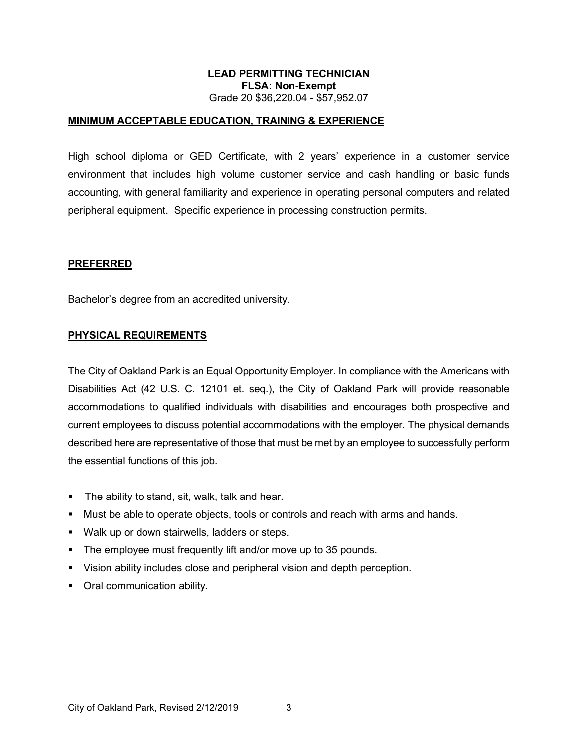**LEAD PERMITTING TECHNICIAN**
**FLSA: Non-Exempt**
Grade 20 $36,220.04 - $57,952.07

## MINIMUM ACCEPTABLE EDUCATION, TRAINING & EXPERIENCE

High school diploma or GED Certificate, with 2 years' experience in a customer service environment that includes high volume customer service and cash handling or basic funds accounting, with general familiarity and experience in operating personal computers and related peripheral equipment. Specific experience in processing construction permits.

## PREFERRED

Bachelor's degree from an accredited university.

## PHYSICAL REQUIREMENTS

The City of Oakland Park is an Equal Opportunity Employer. In compliance with the Americans with Disabilities Act (42 U.S. C. 12101 et. seq.), the City of Oakland Park will provide reasonable accommodations to qualified individuals with disabilities and encourages both prospective and current employees to discuss potential accommodations with the employer. The physical demands described here are representative of those that must be met by an employee to successfully perform the essential functions of this job.

- The ability to stand, sit, walk, talk and hear.
- Must be able to operate objects, tools or controls and reach with arms and hands.
- Walk up or down stairwells, ladders or steps.
- The employee must frequently lift and/or move up to 35 pounds.
- Vision ability includes close and peripheral vision and depth perception.
- Oral communication ability.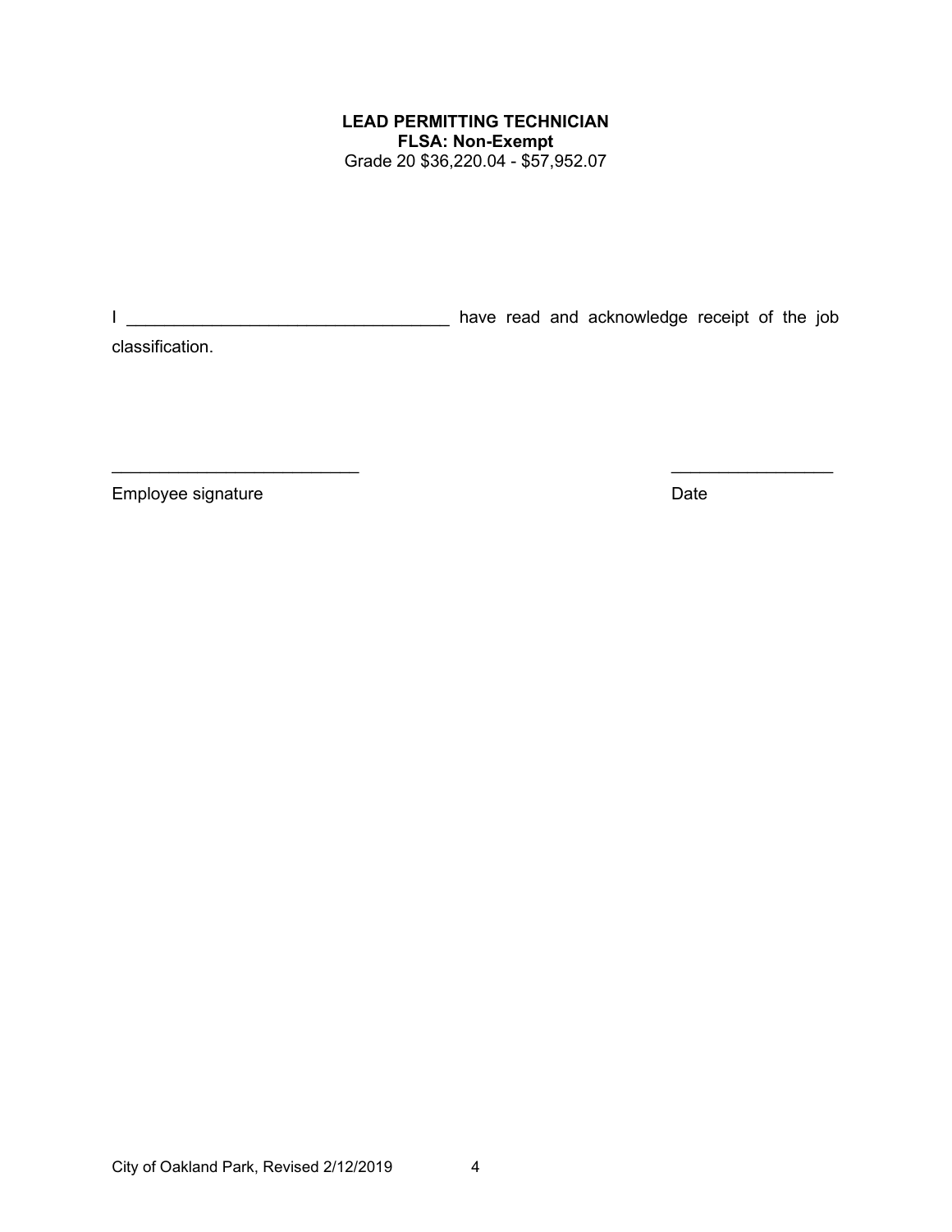**LEAD PERMITTING TECHNICIAN**
**FLSA: Non-Exempt**
Grade 20 $36,220.04 - $57,952.07

I __________________________________ have read and acknowledge receipt of the job classification.

__________________________ &nbsp;&nbsp;&nbsp;&nbsp;&nbsp;&nbsp;&nbsp;&nbsp;&nbsp;&nbsp; _________________

Employee signature &nbsp;&nbsp;&nbsp;&nbsp;&nbsp;&nbsp;&nbsp;&nbsp;&nbsp;&nbsp; Date